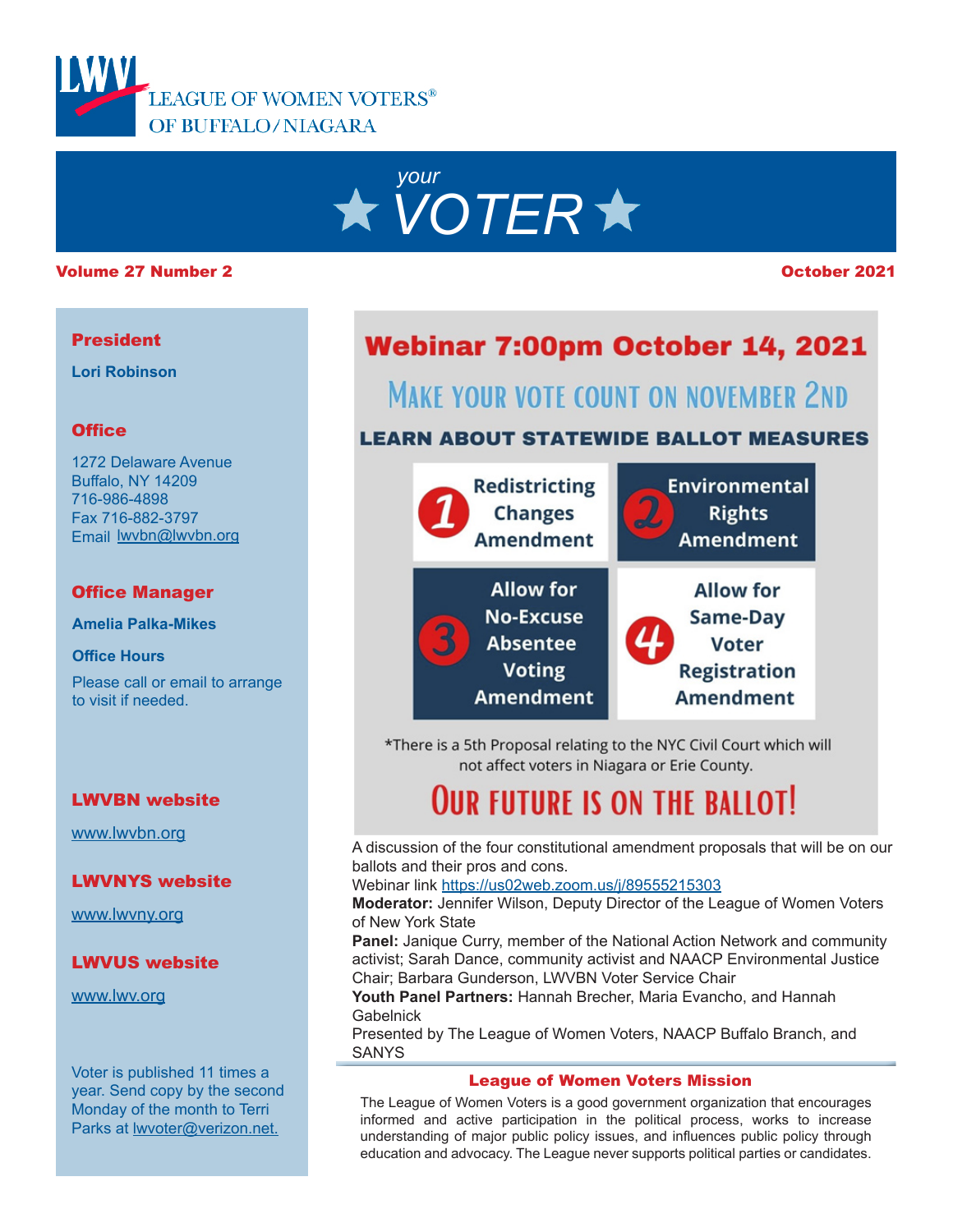LEAGUE OF WOMEN VOTERS® OF BUFFALO/NIAGARA

# *your* VOTER

**Volume 27 Number 2** | **October 2021**

**President**

**Lori Robinson**

**Office**

1272 Delaware Avenue
Buffalo, NY 14209
716-986-4898
Fax 716-882-3797
Email lwvbn@lwvbn.org

**Office Manager**

**Amelia Palka-Mikes**

**Office Hours**

Please call or email to arrange to visit if needed.

**LWVBN website**

www.lwvbn.org

**LWVNYS website**

www.lwvny.org

**LWVUS website**

www.lwv.org

Voter is published 11 times a year. Send copy by the second Monday of the month to Terri Parks at lwvoter@verizon.net.

## Webinar 7:00pm October 14, 2021

### Make your vote count on November 2nd

**LEARN ABOUT STATEWIDE BALLOT MEASURES**

1. Redistricting Changes Amendment
2. Environmental Rights Amendment
3. Allow for No-Excuse Absentee Voting Amendment
4. Allow for Same-Day Voter Registration Amendment

*There is a 5th Proposal relating to the NYC Civil Court which will not affect voters in Niagara or Erie County.

### Our future is on the ballot!

A discussion of the four constitutional amendment proposals that will be on our ballots and their pros and cons.

Webinar link https://us02web.zoom.us/j/89555215303

**Moderator:** Jennifer Wilson, Deputy Director of the League of Women Voters of New York State

**Panel:** Janique Curry, member of the National Action Network and community activist; Sarah Dance, community activist and NAACP Environmental Justice Chair; Barbara Gunderson, LWVBN Voter Service Chair

**Youth Panel Partners:** Hannah Brecher, Maria Evancho, and Hannah Gabelnick

Presented by The League of Women Voters, NAACP Buffalo Branch, and SANYS

### League of Women Voters Mission

The League of Women Voters is a good government organization that encourages informed and active participation in the political process, works to increase understanding of major public policy issues, and influences public policy through education and advocacy. The League never supports political parties or candidates.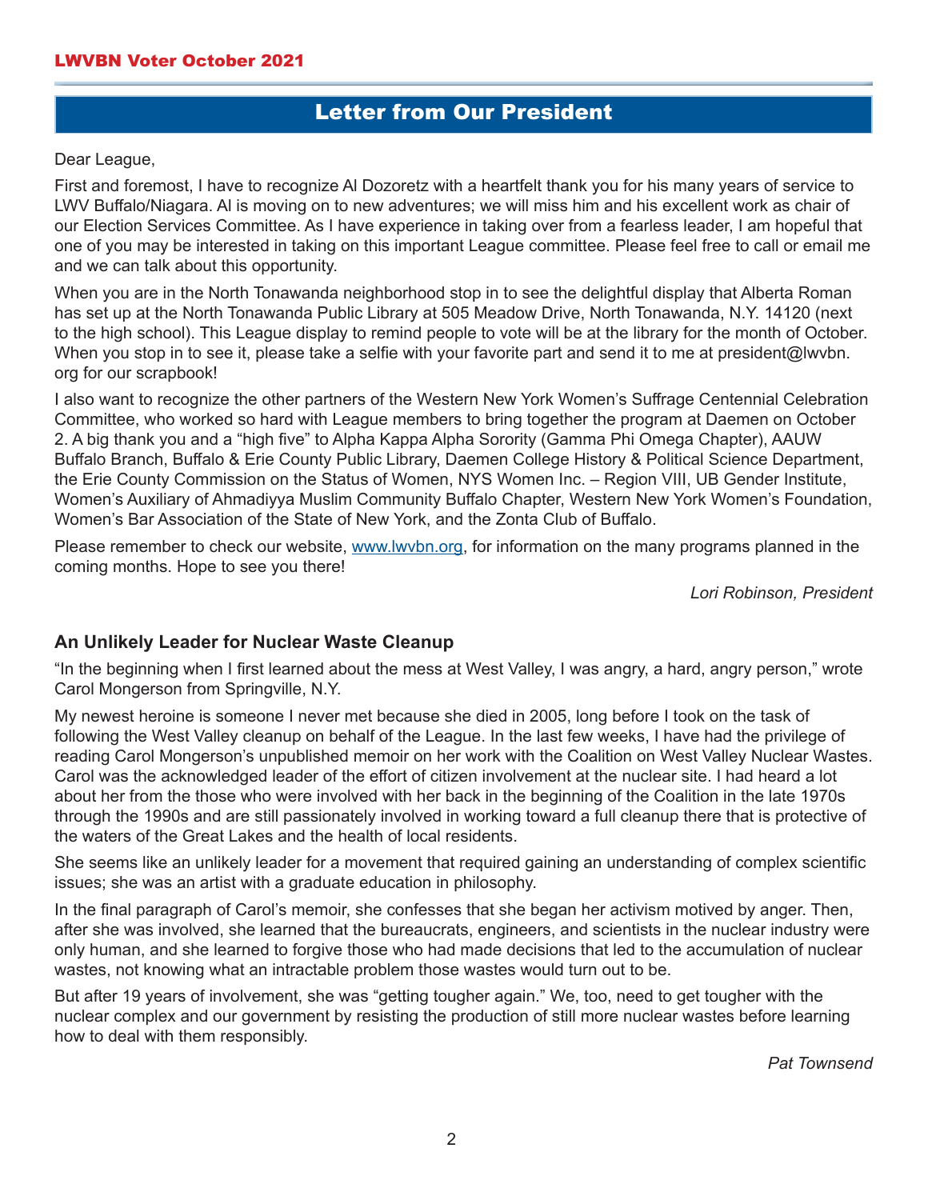## Letter from Our President

Dear League,

First and foremost, I have to recognize Al Dozoretz with a heartfelt thank you for his many years of service to LWV Buffalo/Niagara. Al is moving on to new adventures; we will miss him and his excellent work as chair of our Election Services Committee. As I have experience in taking over from a fearless leader, I am hopeful that one of you may be interested in taking on this important League committee. Please feel free to call or email me and we can talk about this opportunity.

When you are in the North Tonawanda neighborhood stop in to see the delightful display that Alberta Roman has set up at the North Tonawanda Public Library at 505 Meadow Drive, North Tonawanda, N.Y. 14120 (next to the high school). This League display to remind people to vote will be at the library for the month of October. When you stop in to see it, please take a selfie with your favorite part and send it to me at president@lwvbn.org for our scrapbook!

I also want to recognize the other partners of the Western New York Women's Suffrage Centennial Celebration Committee, who worked so hard with League members to bring together the program at Daemen on October 2. A big thank you and a "high five" to Alpha Kappa Alpha Sorority (Gamma Phi Omega Chapter), AAUW Buffalo Branch, Buffalo & Erie County Public Library, Daemen College History & Political Science Department, the Erie County Commission on the Status of Women, NYS Women Inc. – Region VIII, UB Gender Institute, Women's Auxiliary of Ahmadiyya Muslim Community Buffalo Chapter, Western New York Women's Foundation, Women's Bar Association of the State of New York, and the Zonta Club of Buffalo.

Please remember to check our website, www.lwvbn.org, for information on the many programs planned in the coming months. Hope to see you there!

*Lori Robinson, President*

### An Unlikely Leader for Nuclear Waste Cleanup

"In the beginning when I first learned about the mess at West Valley, I was angry, a hard, angry person," wrote Carol Mongerson from Springville, N.Y.

My newest heroine is someone I never met because she died in 2005, long before I took on the task of following the West Valley cleanup on behalf of the League. In the last few weeks, I have had the privilege of reading Carol Mongerson's unpublished memoir on her work with the Coalition on West Valley Nuclear Wastes. Carol was the acknowledged leader of the effort of citizen involvement at the nuclear site. I had heard a lot about her from the those who were involved with her back in the beginning of the Coalition in the late 1970s through the 1990s and are still passionately involved in working toward a full cleanup there that is protective of the waters of the Great Lakes and the health of local residents.

She seems like an unlikely leader for a movement that required gaining an understanding of complex scientific issues; she was an artist with a graduate education in philosophy.

In the final paragraph of Carol's memoir, she confesses that she began her activism motived by anger. Then, after she was involved, she learned that the bureaucrats, engineers, and scientists in the nuclear industry were only human, and she learned to forgive those who had made decisions that led to the accumulation of nuclear wastes, not knowing what an intractable problem those wastes would turn out to be.

But after 19 years of involvement, she was "getting tougher again." We, too, need to get tougher with the nuclear complex and our government by resisting the production of still more nuclear wastes before learning how to deal with them responsibly.

*Pat Townsend*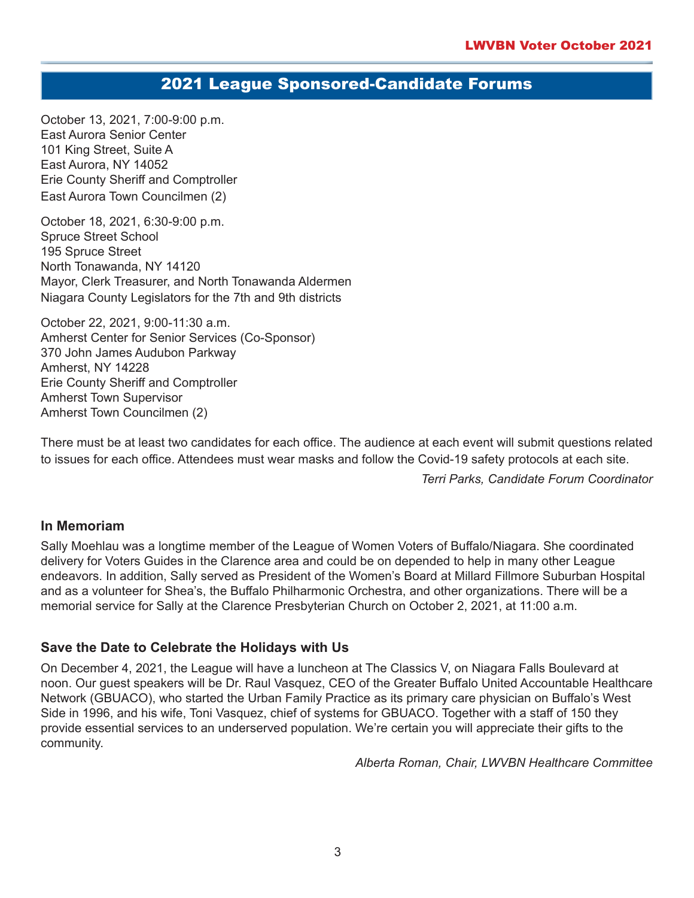## 2021 League Sponsored-Candidate Forums

October 13, 2021, 7:00-9:00 p.m.
East Aurora Senior Center
101 King Street, Suite A
East Aurora, NY 14052
Erie County Sheriff and Comptroller
East Aurora Town Councilmen (2)

October 18, 2021, 6:30-9:00 p.m.
Spruce Street School
195 Spruce Street
North Tonawanda, NY 14120
Mayor, Clerk Treasurer, and North Tonawanda Aldermen
Niagara County Legislators for the 7th and 9th districts

October 22, 2021, 9:00-11:30 a.m.
Amherst Center for Senior Services (Co-Sponsor)
370 John James Audubon Parkway
Amherst, NY 14228
Erie County Sheriff and Comptroller
Amherst Town Supervisor
Amherst Town Councilmen (2)

There must be at least two candidates for each office. The audience at each event will submit questions related to issues for each office. Attendees must wear masks and follow the Covid-19 safety protocols at each site.

*Terri Parks, Candidate Forum Coordinator*

### In Memoriam

Sally Moehlau was a longtime member of the League of Women Voters of Buffalo/Niagara. She coordinated delivery for Voters Guides in the Clarence area and could be on depended to help in many other League endeavors. In addition, Sally served as President of the Women's Board at Millard Fillmore Suburban Hospital and as a volunteer for Shea's, the Buffalo Philharmonic Orchestra, and other organizations. There will be a memorial service for Sally at the Clarence Presbyterian Church on October 2, 2021, at 11:00 a.m.

### Save the Date to Celebrate the Holidays with Us

On December 4, 2021, the League will have a luncheon at The Classics V, on Niagara Falls Boulevard at noon. Our guest speakers will be Dr. Raul Vasquez, CEO of the Greater Buffalo United Accountable Healthcare Network (GBUACO), who started the Urban Family Practice as its primary care physician on Buffalo's West Side in 1996, and his wife, Toni Vasquez, chief of systems for GBUACO. Together with a staff of 150 they provide essential services to an underserved population. We're certain you will appreciate their gifts to the community.

*Alberta Roman, Chair, LWVBN Healthcare Committee*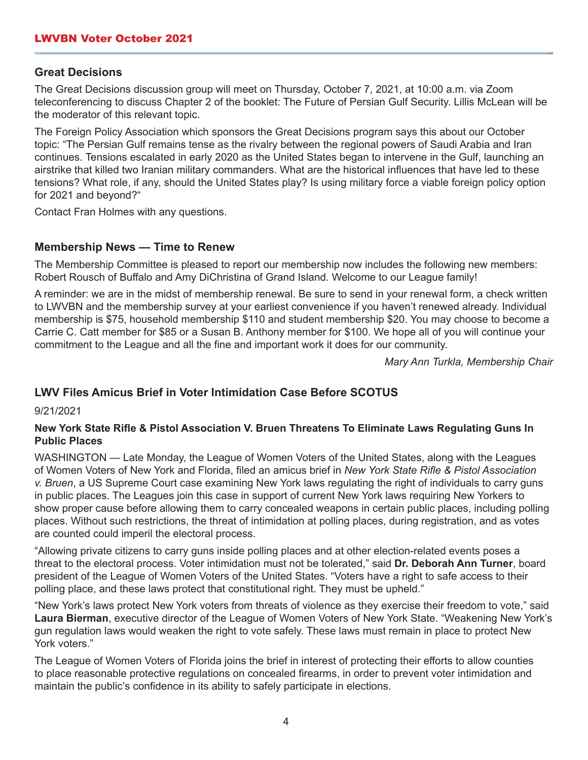## Great Decisions

The Great Decisions discussion group will meet on Thursday, October 7, 2021, at 10:00 a.m. via Zoom teleconferencing to discuss Chapter 2 of the booklet: The Future of Persian Gulf Security. Lillis McLean will be the moderator of this relevant topic.

The Foreign Policy Association which sponsors the Great Decisions program says this about our October topic: "The Persian Gulf remains tense as the rivalry between the regional powers of Saudi Arabia and Iran continues. Tensions escalated in early 2020 as the United States began to intervene in the Gulf, launching an airstrike that killed two Iranian military commanders. What are the historical influences that have led to these tensions? What role, if any, should the United States play? Is using military force a viable foreign policy option for 2021 and beyond?"

Contact Fran Holmes with any questions.

## Membership News — Time to Renew

The Membership Committee is pleased to report our membership now includes the following new members: Robert Rousch of Buffalo and Amy DiChristina of Grand Island. Welcome to our League family!

A reminder: we are in the midst of membership renewal. Be sure to send in your renewal form, a check written to LWVBN and the membership survey at your earliest convenience if you haven't renewed already. Individual membership is $75, household membership $110 and student membership $20. You may choose to become a Carrie C. Catt member for $85 or a Susan B. Anthony member for $100. We hope all of you will continue your commitment to the League and all the fine and important work it does for our community.

*Mary Ann Turkla, Membership Chair*

## LWV Files Amicus Brief in Voter Intimidation Case Before SCOTUS

9/21/2021

**New York State Rifle & Pistol Association V. Bruen Threatens To Eliminate Laws Regulating Guns In Public Places**

WASHINGTON — Late Monday, the League of Women Voters of the United States, along with the Leagues of Women Voters of New York and Florida, filed an amicus brief in *New York State Rifle & Pistol Association v. Bruen*, a US Supreme Court case examining New York laws regulating the right of individuals to carry guns in public places. The Leagues join this case in support of current New York laws requiring New Yorkers to show proper cause before allowing them to carry concealed weapons in certain public places, including polling places. Without such restrictions, the threat of intimidation at polling places, during registration, and as votes are counted could imperil the electoral process.

"Allowing private citizens to carry guns inside polling places and at other election-related events poses a threat to the electoral process. Voter intimidation must not be tolerated," said **Dr. Deborah Ann Turner**, board president of the League of Women Voters of the United States. "Voters have a right to safe access to their polling place, and these laws protect that constitutional right. They must be upheld."

"New York's laws protect New York voters from threats of violence as they exercise their freedom to vote," said **Laura Bierman**, executive director of the League of Women Voters of New York State. "Weakening New York's gun regulation laws would weaken the right to vote safely. These laws must remain in place to protect New York voters."

The League of Women Voters of Florida joins the brief in interest of protecting their efforts to allow counties to place reasonable protective regulations on concealed firearms, in order to prevent voter intimidation and maintain the public's confidence in its ability to safely participate in elections.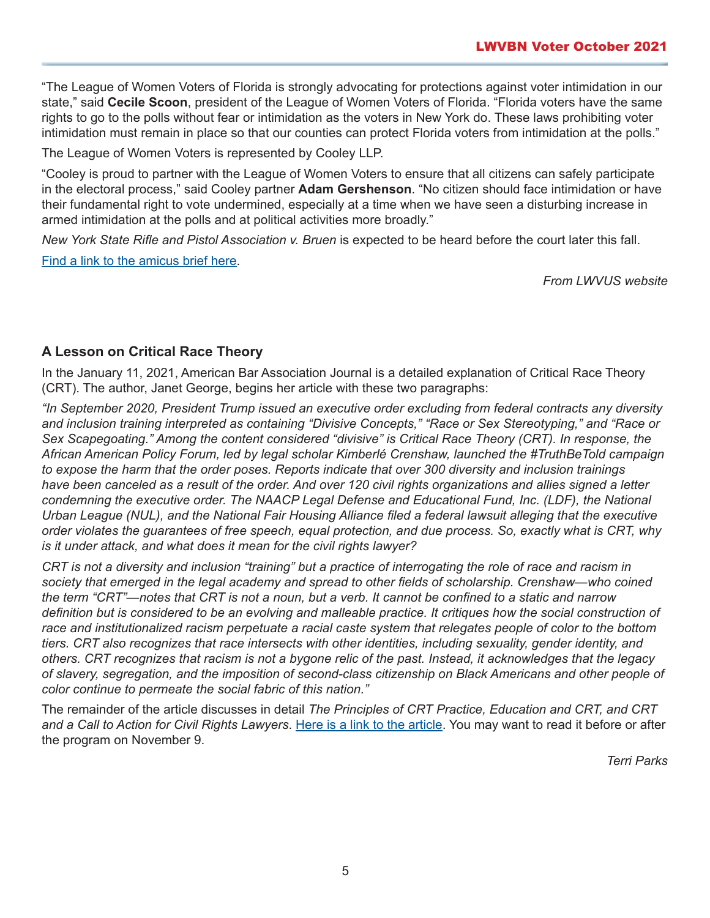"The League of Women Voters of Florida is strongly advocating for protections against voter intimidation in our state," said **Cecile Scoon**, president of the League of Women Voters of Florida. "Florida voters have the same rights to go to the polls without fear or intimidation as the voters in New York do. These laws prohibiting voter intimidation must remain in place so that our counties can protect Florida voters from intimidation at the polls."

The League of Women Voters is represented by Cooley LLP.

"Cooley is proud to partner with the League of Women Voters to ensure that all citizens can safely participate in the electoral process," said Cooley partner **Adam Gershenson**. "No citizen should face intimidation or have their fundamental right to vote undermined, especially at a time when we have seen a disturbing increase in armed intimidation at the polls and at political activities more broadly."

*New York State Rifle and Pistol Association v. Bruen* is expected to be heard before the court later this fall.

Find a link to the amicus brief here.

*From LWVUS website*

### A Lesson on Critical Race Theory

In the January 11, 2021, American Bar Association Journal is a detailed explanation of Critical Race Theory (CRT). The author, Janet George, begins her article with these two paragraphs:

*"In September 2020, President Trump issued an executive order excluding from federal contracts any diversity and inclusion training interpreted as containing "Divisive Concepts," "Race or Sex Stereotyping," and "Race or Sex Scapegoating." Among the content considered "divisive" is Critical Race Theory (CRT). In response, the African American Policy Forum, led by legal scholar Kimberlé Crenshaw, launched the #TruthBeTold campaign to expose the harm that the order poses. Reports indicate that over 300 diversity and inclusion trainings have been canceled as a result of the order. And over 120 civil rights organizations and allies signed a letter condemning the executive order. The NAACP Legal Defense and Educational Fund, Inc. (LDF), the National Urban League (NUL), and the National Fair Housing Alliance filed a federal lawsuit alleging that the executive order violates the guarantees of free speech, equal protection, and due process. So, exactly what is CRT, why is it under attack, and what does it mean for the civil rights lawyer?*

*CRT is not a diversity and inclusion "training" but a practice of interrogating the role of race and racism in society that emerged in the legal academy and spread to other fields of scholarship. Crenshaw—who coined the term "CRT"—notes that CRT is not a noun, but a verb. It cannot be confined to a static and narrow definition but is considered to be an evolving and malleable practice. It critiques how the social construction of race and institutionalized racism perpetuate a racial caste system that relegates people of color to the bottom tiers. CRT also recognizes that race intersects with other identities, including sexuality, gender identity, and others. CRT recognizes that racism is not a bygone relic of the past. Instead, it acknowledges that the legacy of slavery, segregation, and the imposition of second-class citizenship on Black Americans and other people of color continue to permeate the social fabric of this nation."*

The remainder of the article discusses in detail *The Principles of CRT Practice, Education and CRT, and CRT and a Call to Action for Civil Rights Lawyers*. Here is a link to the article. You may want to read it before or after the program on November 9.

*Terri Parks*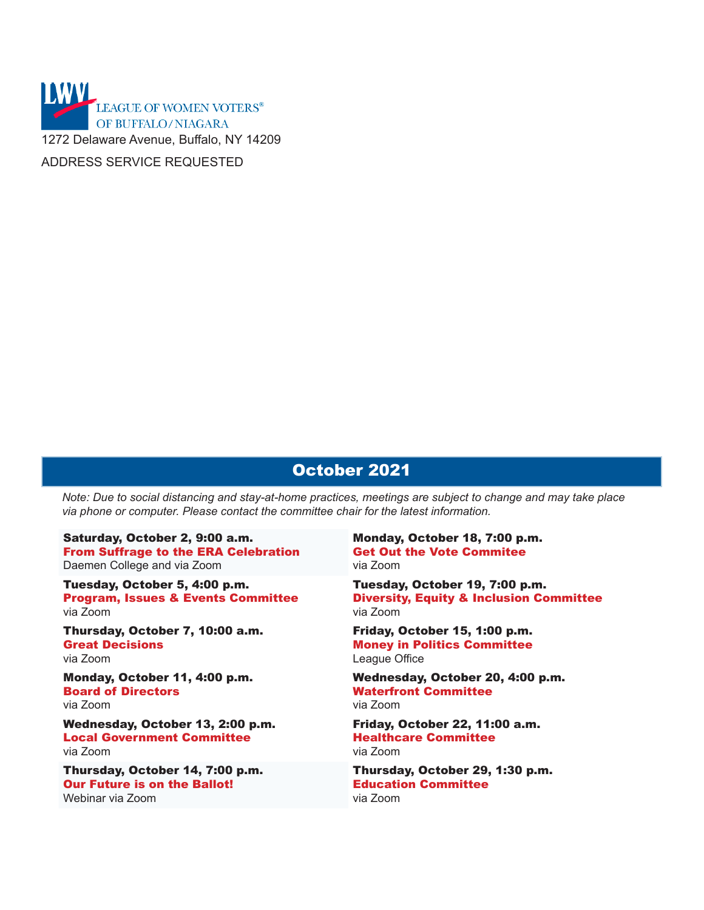LWV LEAGUE OF WOMEN VOTERS® OF BUFFALO / NIAGARA

1272 Delaware Avenue, Buffalo, NY 14209

ADDRESS SERVICE REQUESTED

## October 2021

*Note: Due to social distancing and stay-at-home practices, meetings are subject to change and may take place via phone or computer. Please contact the committee chair for the latest information.*

**Saturday, October 2, 9:00 a.m.**
**From Suffrage to the ERA Celebration**
Daemen College and via Zoom

**Tuesday, October 5, 4:00 p.m.**
**Program, Issues & Events Committee**
via Zoom

**Thursday, October 7, 10:00 a.m.**
**Great Decisions**
via Zoom

**Monday, October 11, 4:00 p.m.**
**Board of Directors**
via Zoom

**Wednesday, October 13, 2:00 p.m.**
**Local Government Committee**
via Zoom

**Thursday, October 14, 7:00 p.m.**
**Our Future is on the Ballot!**
Webinar via Zoom

**Monday, October 18, 7:00 p.m.**
**Get Out the Vote Commitee**
via Zoom

**Tuesday, October 19, 7:00 p.m.**
**Diversity, Equity & Inclusion Committee**
via Zoom

**Friday, October 15, 1:00 p.m.**
**Money in Politics Committee**
League Office

**Wednesday, October 20, 4:00 p.m.**
**Waterfront Committee**
via Zoom

**Friday, October 22, 11:00 a.m.**
**Healthcare Committee**
via Zoom

**Thursday, October 29, 1:30 p.m.**
**Education Committee**
via Zoom